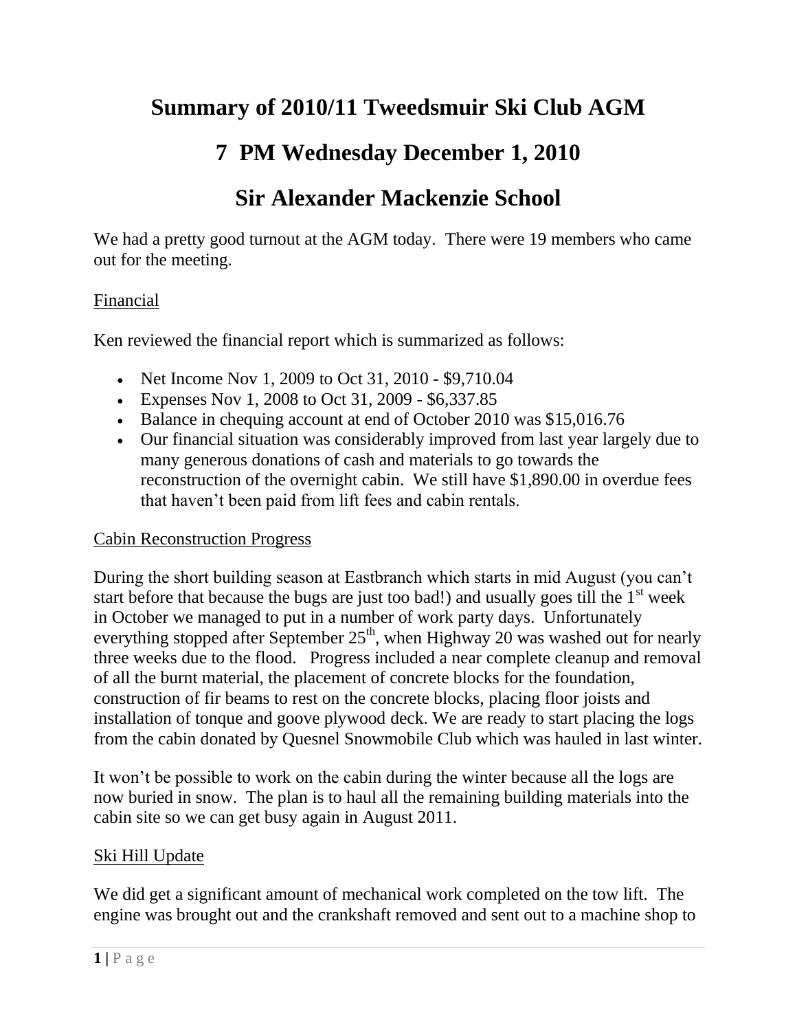# Summary of 2010/11 Tweedsmuir Ski Club AGM

# 7 PM Wednesday December 1, 2010

# Sir Alexander Mackenzie School

We had a pretty good turnout at the AGM today. There were 19 members who came out for the meeting.

Financial

Ken reviewed the financial report which is summarized as follows:

- Net Income Nov 1, 2009 to Oct 31, 2010 - $9,710.04
- Expenses Nov 1, 2008 to Oct 31, 2009 - $6,337.85
- Balance in chequing account at end of October 2010 was $15,016.76
- Our financial situation was considerably improved from last year largely due to many generous donations of cash and materials to go towards the reconstruction of the overnight cabin. We still have $1,890.00 in overdue fees that haven't been paid from lift fees and cabin rentals.

Cabin Reconstruction Progress

During the short building season at Eastbranch which starts in mid August (you can't start before that because the bugs are just too bad!) and usually goes till the 1st week in October we managed to put in a number of work party days. Unfortunately everything stopped after September 25th, when Highway 20 was washed out for nearly three weeks due to the flood. Progress included a near complete cleanup and removal of all the burnt material, the placement of concrete blocks for the foundation, construction of fir beams to rest on the concrete blocks, placing floor joists and installation of tonque and goove plywood deck. We are ready to start placing the logs from the cabin donated by Quesnel Snowmobile Club which was hauled in last winter.

It won't be possible to work on the cabin during the winter because all the logs are now buried in snow. The plan is to haul all the remaining building materials into the cabin site so we can get busy again in August 2011.

Ski Hill Update

We did get a significant amount of mechanical work completed on the tow lift. The engine was brought out and the crankshaft removed and sent out to a machine shop to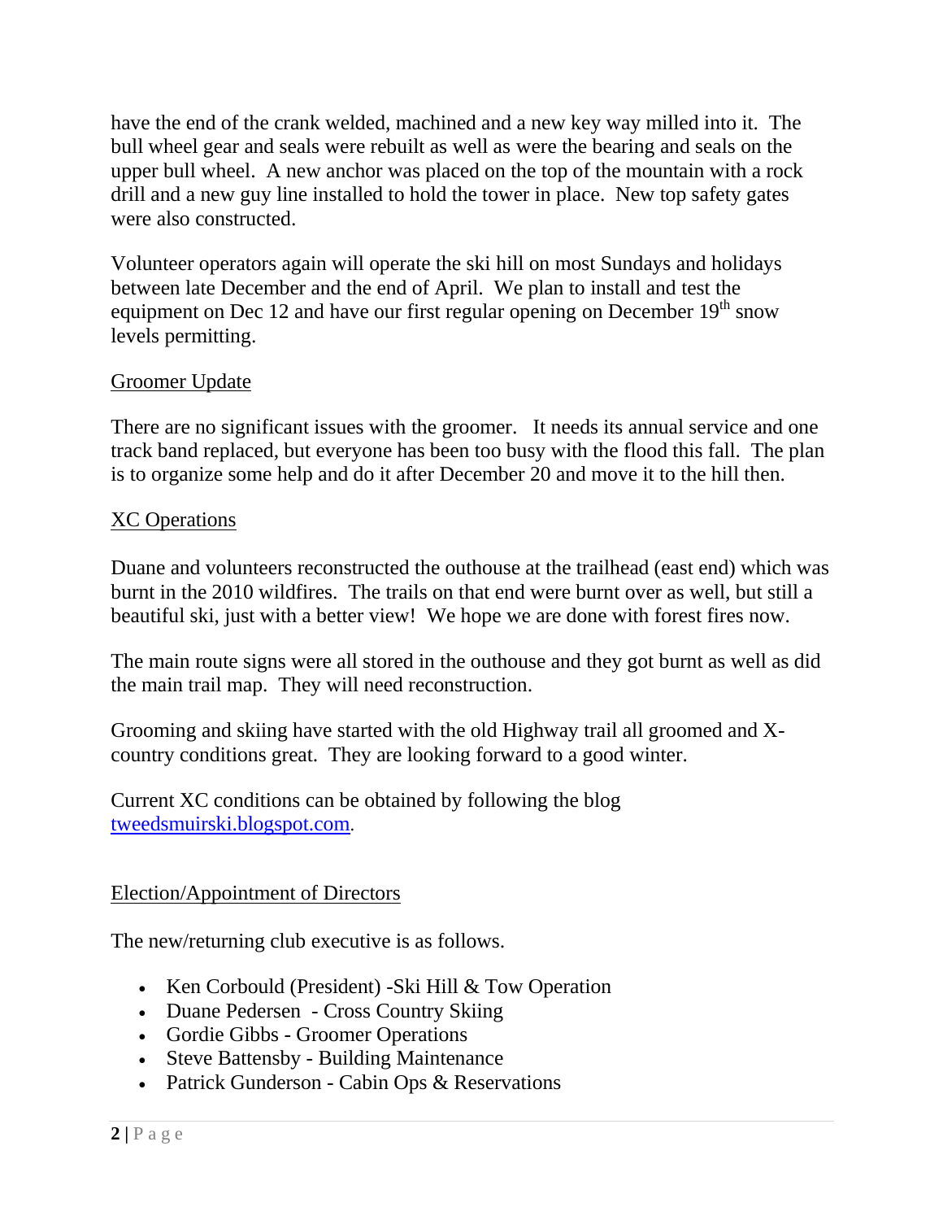have the end of the crank welded, machined and a new key way milled into it. The bull wheel gear and seals were rebuilt as well as were the bearing and seals on the upper bull wheel. A new anchor was placed on the top of the mountain with a rock drill and a new guy line installed to hold the tower in place. New top safety gates were also constructed.

Volunteer operators again will operate the ski hill on most Sundays and holidays between late December and the end of April. We plan to install and test the equipment on Dec 12 and have our first regular opening on December 19th snow levels permitting.

## Groomer Update

There are no significant issues with the groomer. It needs its annual service and one track band replaced, but everyone has been too busy with the flood this fall. The plan is to organize some help and do it after December 20 and move it to the hill then.

## XC Operations

Duane and volunteers reconstructed the outhouse at the trailhead (east end) which was burnt in the 2010 wildfires. The trails on that end were burnt over as well, but still a beautiful ski, just with a better view! We hope we are done with forest fires now.

The main route signs were all stored in the outhouse and they got burnt as well as did the main trail map. They will need reconstruction.

Grooming and skiing have started with the old Highway trail all groomed and X-country conditions great. They are looking forward to a good winter.

Current XC conditions can be obtained by following the blog tweedsmuirski.blogspot.com.

## Election/Appointment of Directors

The new/returning club executive is as follows.

- Ken Corbould (President) -Ski Hill & Tow Operation
- Duane Pedersen - Cross Country Skiing
- Gordie Gibbs - Groomer Operations
- Steve Battensby - Building Maintenance
- Patrick Gunderson - Cabin Ops & Reservations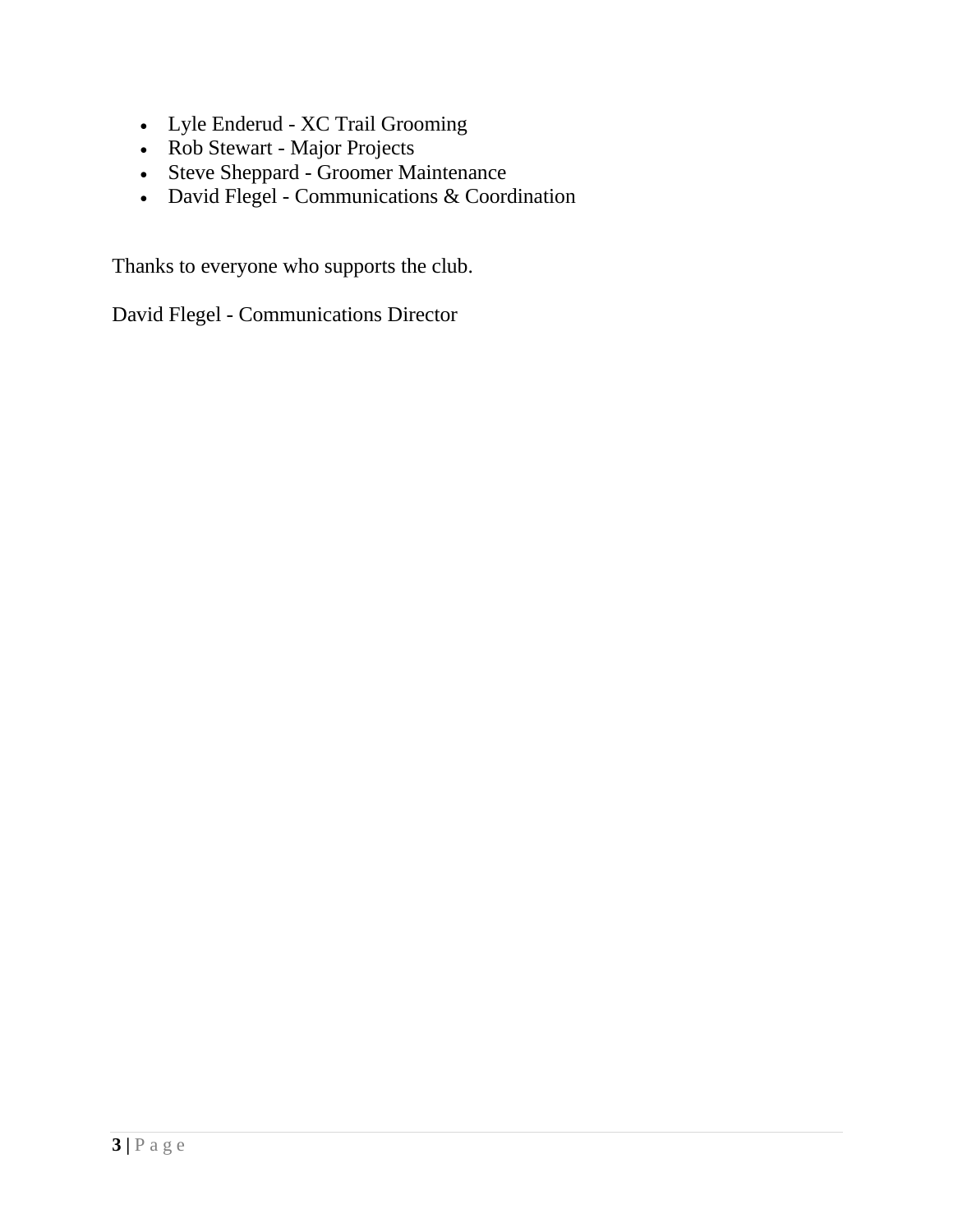- Lyle Enderud - XC Trail Grooming
- Rob Stewart - Major Projects
- Steve Sheppard - Groomer Maintenance
- David Flegel - Communications & Coordination

Thanks to everyone who supports the club.

David Flegel - Communications Director